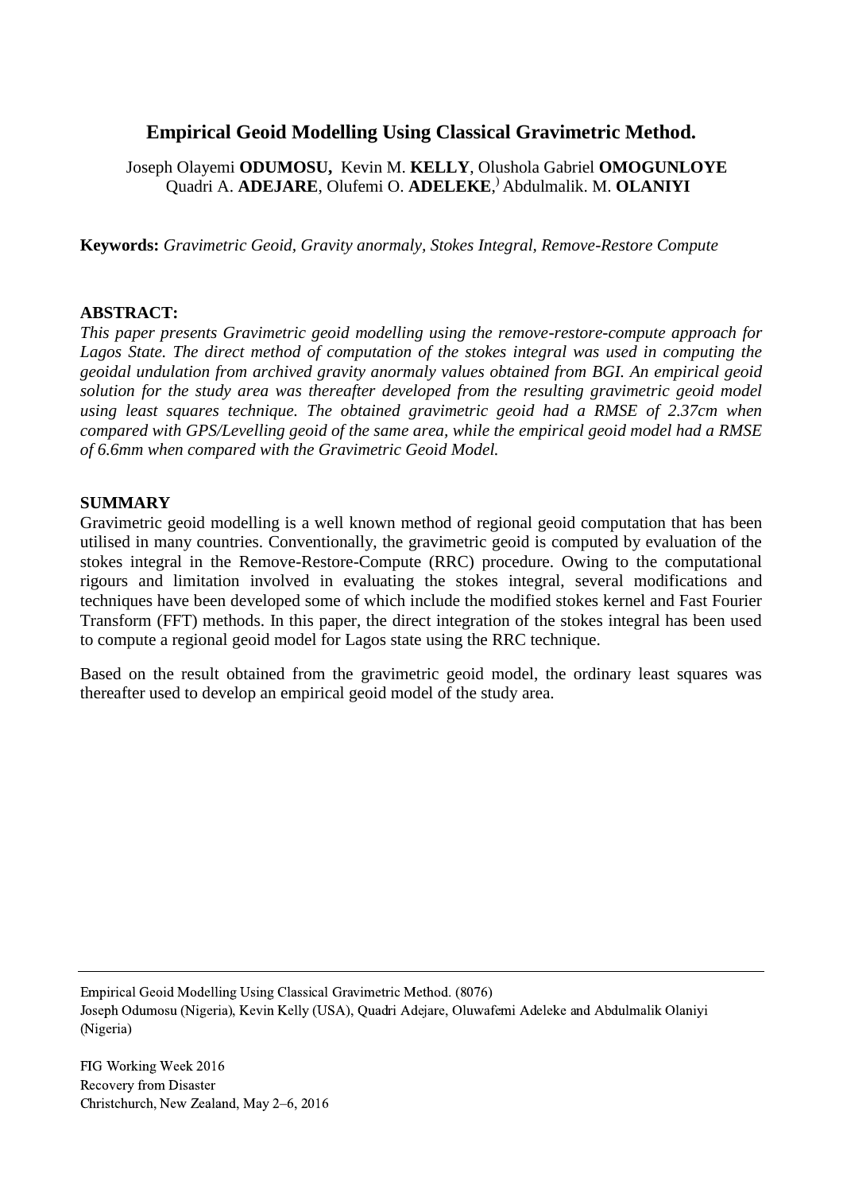# Empirical Geoid Modelling Using Classical Gravimetric Method.

Joseph Olayemi **ODUMOSU,** Kevin M. **KELLY**, Olushola Gabriel **OMOGUNLOYE**
Quadri A. **ADEJARE**, Olufemi O. **ADELEKE**,) Abdulmalik. M. **OLANIYI**

**Keywords:** *Gravimetric Geoid, Gravity anormaly, Stokes Integral, Remove-Restore Compute*

## ABSTRACT:

*This paper presents Gravimetric geoid modelling using the remove-restore-compute approach for Lagos State. The direct method of computation of the stokes integral was used in computing the geoidal undulation from archived gravity anomaly values obtained from BGI. An empirical geoid solution for the study area was thereafter developed from the resulting gravimetric geoid model using least squares technique. The obtained gravimetric geoid had a RMSE of 2.37cm when compared with GPS/Levelling geoid of the same area, while the empirical geoid model had a RMSE of 6.6mm when compared with the Gravimetric Geoid Model.*

## SUMMARY

Gravimetric geoid modelling is a well known method of regional geoid computation that has been utilised in many countries. Conventionally, the gravimetric geoid is computed by evaluation of the stokes integral in the Remove-Restore-Compute (RRC) procedure. Owing to the computational rigours and limitation involved in evaluating the stokes integral, several modifications and techniques have been developed some of which include the modified stokes kernel and Fast Fourier Transform (FFT) methods. In this paper, the direct integration of the stokes integral has been used to compute a regional geoid model for Lagos state using the RRC technique.

Based on the result obtained from the gravimetric geoid model, the ordinary least squares was thereafter used to develop an empirical geoid model of the study area.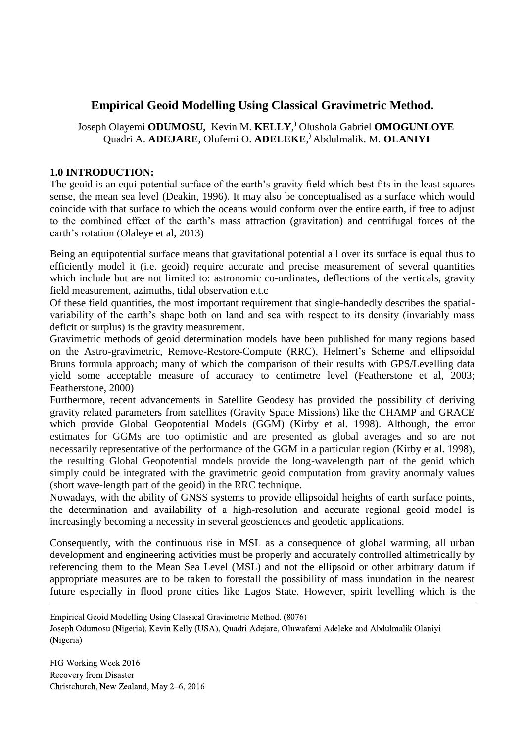# Empirical Geoid Modelling Using Classical Gravimetric Method.

Joseph Olayemi **ODUMOSU**, Kevin M. **KELLY**,) Olushola Gabriel **OMOGUNLOYE**
Quadri A. **ADEJARE**, Olufemi O. **ADELEKE**,) Abdulmalik. M. **OLANIYI**

**1.0 INTRODUCTION:**

The geoid is an equi-potential surface of the earth's gravity field which best fits in the least squares sense, the mean sea level (Deakin, 1996). It may also be conceptualised as a surface which would coincide with that surface to which the oceans would conform over the entire earth, if free to adjust to the combined effect of the earth's mass attraction (gravitation) and centrifugal forces of the earth's rotation (Olaleye et al, 2013)

Being an equipotential surface means that gravitational potential all over its surface is equal thus to efficiently model it (i.e. geoid) require accurate and precise measurement of several quantities which include but are not limited to: astronomic co-ordinates, deflections of the verticals, gravity field measurement, azimuths, tidal observation e.t.c

Of these field quantities, the most important requirement that single-handedly describes the spatial-variability of the earth's shape both on land and sea with respect to its density (invariably mass deficit or surplus) is the gravity measurement.

Gravimetric methods of geoid determination models have been published for many regions based on the Astro-gravimetric, Remove-Restore-Compute (RRC), Helmert's Scheme and ellipsoidal Bruns formula approach; many of which the comparison of their results with GPS/Levelling data yield some acceptable measure of accuracy to centimetre level (Featherstone et al, 2003; Featherstone, 2000)

Furthermore, recent advancements in Satellite Geodesy has provided the possibility of deriving gravity related parameters from satellites (Gravity Space Missions) like the CHAMP and GRACE which provide Global Geopotential Models (GGM) (Kirby et al. 1998). Although, the error estimates for GGMs are too optimistic and are presented as global averages and so are not necessarily representative of the performance of the GGM in a particular region (Kirby et al. 1998), the resulting Global Geopotential models provide the long-wavelength part of the geoid which simply could be integrated with the gravimetric geoid computation from gravity anormaly values (short wave-length part of the geoid) in the RRC technique.

Nowadays, with the ability of GNSS systems to provide ellipsoidal heights of earth surface points, the determination and availability of a high-resolution and accurate regional geoid model is increasingly becoming a necessity in several geosciences and geodetic applications.

Consequently, with the continuous rise in MSL as a consequence of global warming, all urban development and engineering activities must be properly and accurately controlled altimetrically by referencing them to the Mean Sea Level (MSL) and not the ellipsoid or other arbitrary datum if appropriate measures are to be taken to forestall the possibility of mass inundation in the nearest future especially in flood prone cities like Lagos State. However, spirit levelling which is the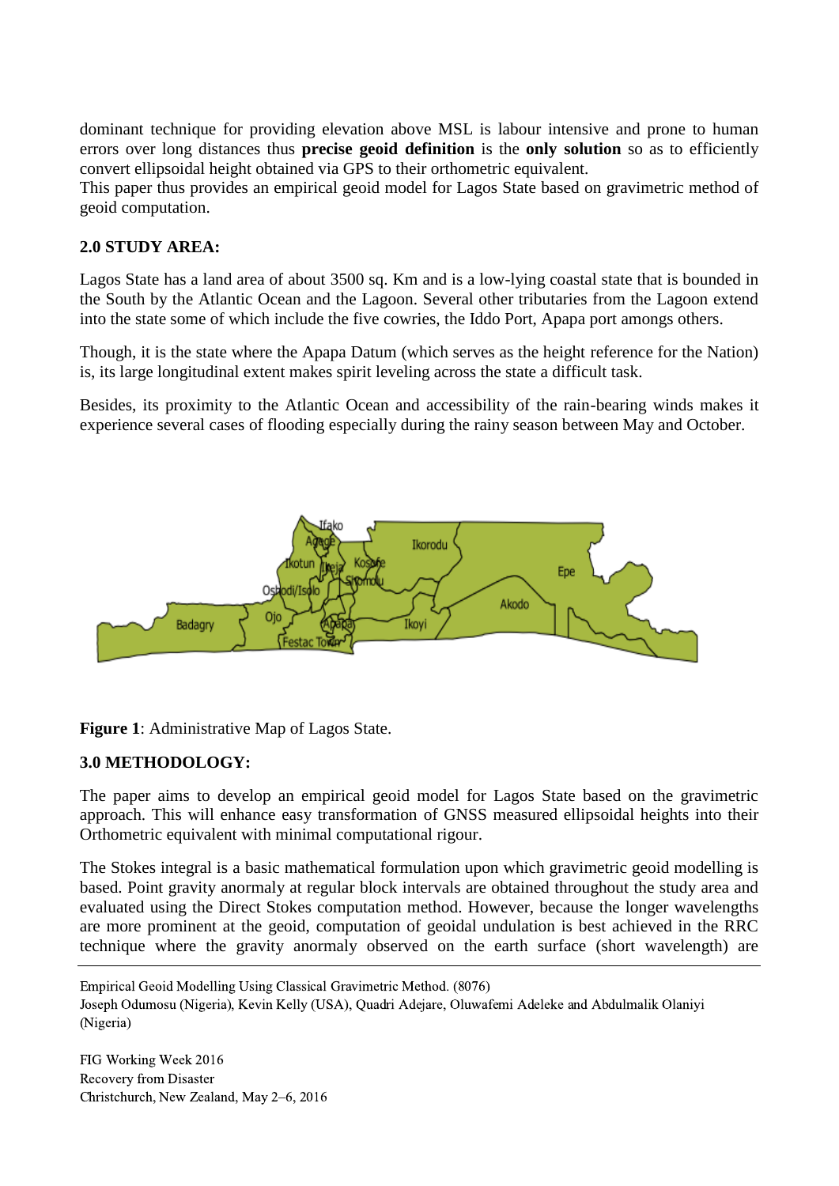dominant technique for providing elevation above MSL is labour intensive and prone to human errors over long distances thus **precise geoid definition** is the **only solution** so as to efficiently convert ellipsoidal height obtained via GPS to their orthometric equivalent.
This paper thus provides an empirical geoid model for Lagos State based on gravimetric method of geoid computation.

## 2.0 STUDY AREA:

Lagos State has a land area of about 3500 sq. Km and is a low-lying coastal state that is bounded in the South by the Atlantic Ocean and the Lagoon. Several other tributaries from the Lagoon extend into the state some of which include the five cowries, the Iddo Port, Apapa port amongs others.

Though, it is the state where the Apapa Datum (which serves as the height reference for the Nation) is, its large longitudinal extent makes spirit leveling across the state a difficult task.

Besides, its proximity to the Atlantic Ocean and accessibility of the rain-bearing winds makes it experience several cases of flooding especially during the rainy season between May and October.

**Figure 1**: Administrative Map of Lagos State.

## 3.0 METHODOLOGY:

The paper aims to develop an empirical geoid model for Lagos State based on the gravimetric approach. This will enhance easy transformation of GNSS measured ellipsoidal heights into their Orthometric equivalent with minimal computational rigour.

The Stokes integral is a basic mathematical formulation upon which gravimetric geoid modelling is based. Point gravity anormaly at regular block intervals are obtained throughout the study area and evaluated using the Direct Stokes computation method. However, because the longer wavelengths are more prominent at the geoid, computation of geoidal undulation is best achieved in the RRC technique where the gravity anormaly observed on the earth surface (short wavelength) are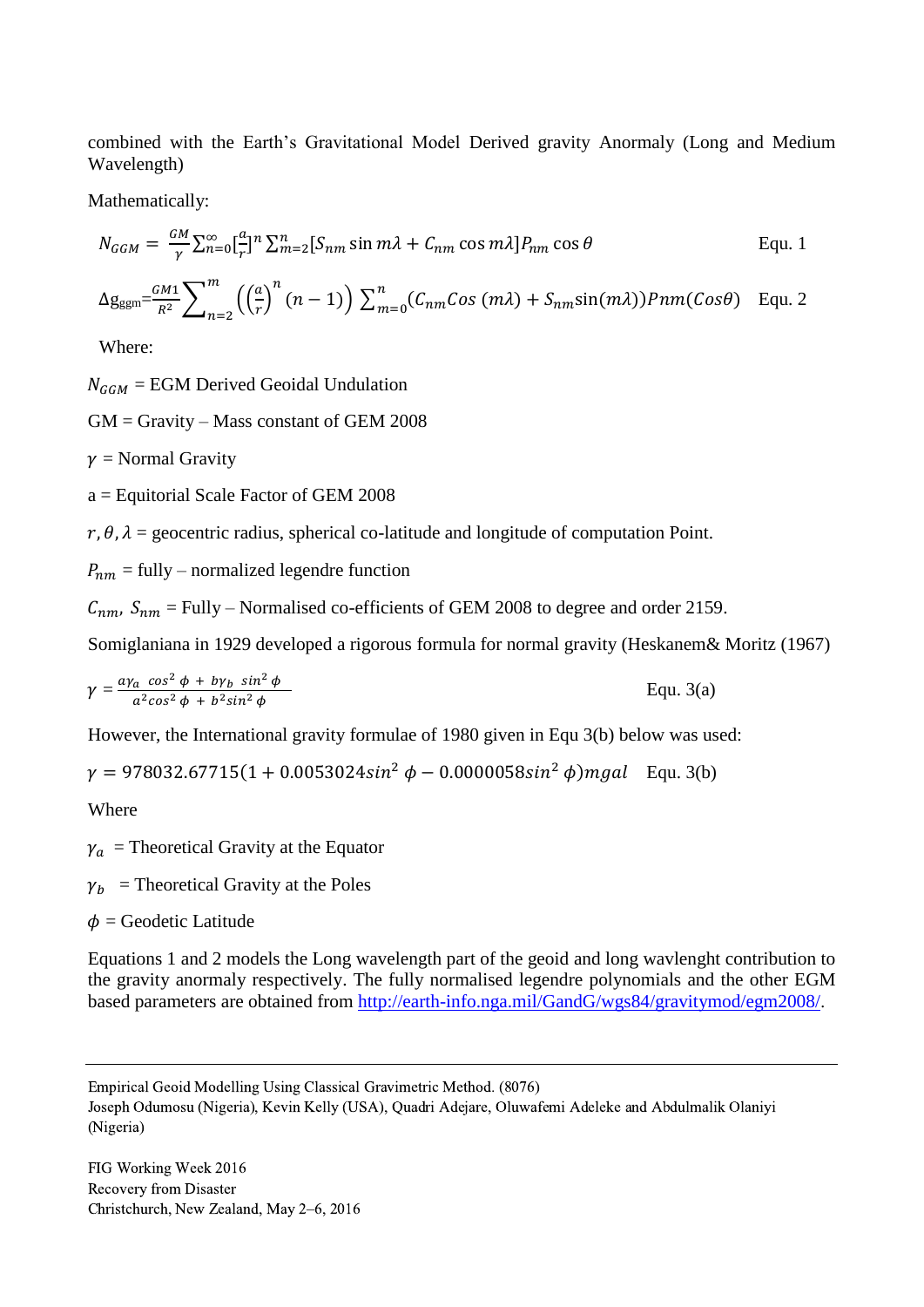combined with the Earth's Gravitational Model Derived gravity Anormaly (Long and Medium Wavelength)

Mathematically:

$$N_{GGM} = \frac{GM}{\gamma}\sum_{n=0}^{\infty}[\frac{a}{r}]^n \sum_{m=2}^{n}[S_{nm}\sin m\lambda + C_{nm}\cos m\lambda]P_{nm}\cos\theta \qquad \text{Equ. 1}$$

$$\Delta g_{ggm} = \frac{GM1}{R^2}\sum_{n=2}^{m}\left(\left(\frac{a}{r}\right)^n(n-1)\right)\sum_{m=0}^{n}(C_{nm}Cos\,(m\lambda) + S_{nm}\sin(m\lambda))Pnm(Cos\theta) \qquad \text{Equ. 2}$$

Where:

$N_{GGM}$ = EGM Derived Geoidal Undulation

GM = Gravity – Mass constant of GEM 2008

$\gamma$ = Normal Gravity

a = Equitorial Scale Factor of GEM 2008

$r, \theta, \lambda$ = geocentric radius, spherical co-latitude and longitude of computation Point.

$P_{nm}$ = fully – normalized legendre function

$C_{nm}, S_{nm}$ = Fully – Normalised co-efficients of GEM 2008 to degree and order 2159.

Somiglaniana in 1929 developed a rigorous formula for normal gravity (Heskanem& Moritz (1967)

$$\gamma = \frac{a\gamma_a\ cos^2\phi\ +\ b\gamma_b\ sin^2\phi}{a^2cos^2\phi\ +\ b^2sin^2\phi} \qquad \text{Equ. 3(a)}$$

However, the International gravity formulae of 1980 given in Equ 3(b) below was used:

$$\gamma = 978032.67715(1 + 0.0053024sin^2\phi - 0.0000058sin^2\phi)mgal \qquad \text{Equ. 3(b)}$$

Where

$\gamma_a$ = Theoretical Gravity at the Equator

$\gamma_b$ = Theoretical Gravity at the Poles

$\phi$ = Geodetic Latitude

Equations 1 and 2 models the Long wavelength part of the geoid and long wavlenght contribution to the gravity anormaly respectively. The fully normalised legendre polynomials and the other EGM based parameters are obtained from http://earth-info.nga.mil/GandG/wgs84/gravitymod/egm2008/.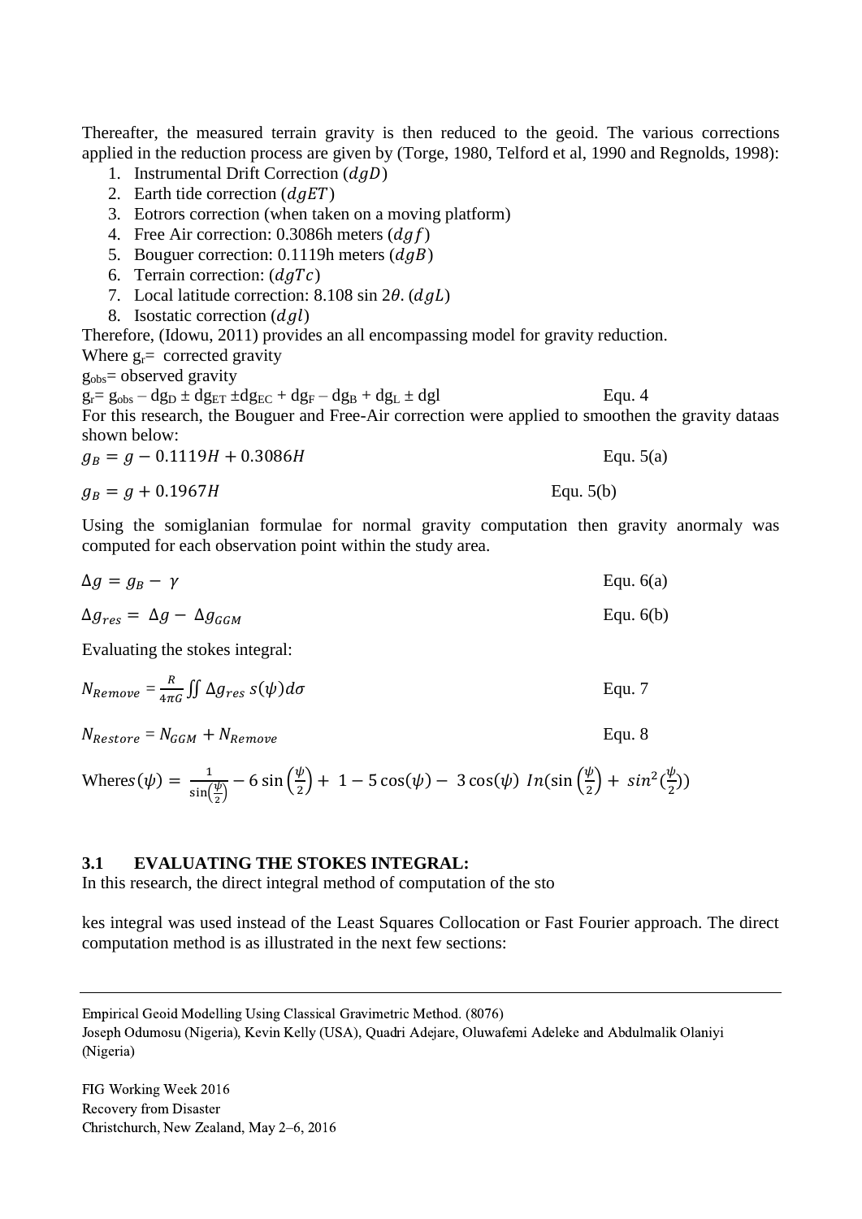Thereafter, the measured terrain gravity is then reduced to the geoid. The various corrections applied in the reduction process are given by (Torge, 1980, Telford et al, 1990 and Regnolds, 1998):

1. Instrumental Drift Correction ($dgD$)
2. Earth tide correction ($dgET$)
3. Eotrors correction (when taken on a moving platform)
4. Free Air correction: 0.3086h meters ($dgf$)
5. Bouguer correction: 0.1119h meters ($dgB$)
6. Terrain correction: ($dgTc$)
7. Local latitude correction: 8.108 sin $2\theta$. ($dgL$)
8. Isostatic correction ($dgl$)

Therefore, (Idowu, 2011) provides an all encompassing model for gravity reduction.

Where $g_r$= corrected gravity

$g_{obs}$= observed gravity

$g_r = g_{obs} - dg_D \pm dg_{ET} \pm dg_{EC} + dg_F - dg_B + dg_L \pm dgl$ Equ. 4

For this research, the Bouguer and Free-Air correction were applied to smoothen the gravity dataas shown below:

$$g_B = g - 0.1119H + 0.3086H \qquad \text{Equ. 5(a)}$$

$$g_B = g + 0.1967H \qquad \text{Equ. 5(b)}$$

Using the somiglanian formulae for normal gravity computation then gravity anormaly was computed for each observation point within the study area.

$$\Delta g = g_B - \gamma \qquad \text{Equ. 6(a)}$$

$$\Delta g_{res} = \Delta g - \Delta g_{GGM} \qquad \text{Equ. 6(b)}$$

Evaluating the stokes integral:

$$N_{Remove} = \frac{R}{4\pi G} \iint \Delta g_{res}\, s(\psi) d\sigma \qquad \text{Equ. 7}$$

$$N_{Restore} = N_{GGM} + N_{Remove} \qquad \text{Equ. 8}$$

Where $s(\psi) = \frac{1}{\sin\left(\frac{\psi}{2}\right)} - 6\sin\left(\frac{\psi}{2}\right) + 1 - 5\cos(\psi) - 3\cos(\psi)\ In(\sin\left(\frac{\psi}{2}\right) + sin^2(\frac{\psi}{2}))$

### 3.1 EVALUATING THE STOKES INTEGRAL:

In this research, the direct integral method of computation of the sto

kes integral was used instead of the Least Squares Collocation or Fast Fourier approach. The direct computation method is as illustrated in the next few sections: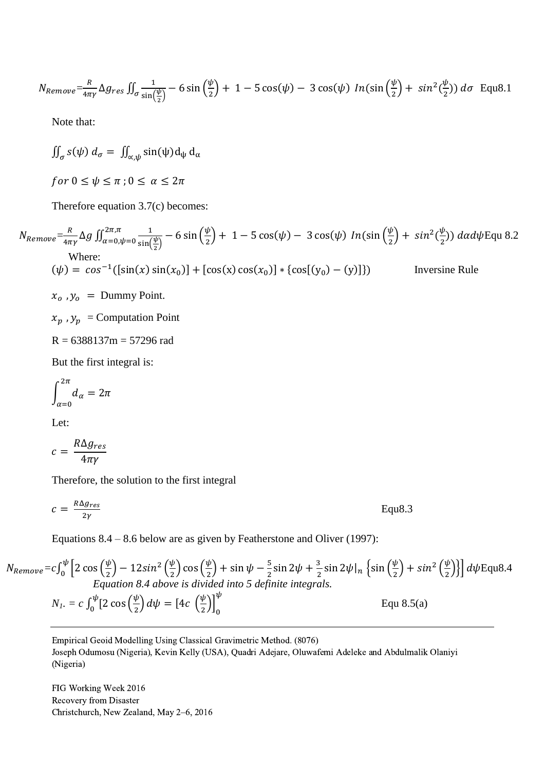$$N_{Remove} = \frac{R}{4\pi\gamma}\Delta g_{res}\iint_{\sigma}\frac{1}{\sin\left(\frac{\psi}{2}\right)} - 6\sin\left(\frac{\psi}{2}\right) + 1 - 5\cos(\psi) - 3\cos(\psi)\ In(\sin\left(\frac{\psi}{2}\right) + sin^2(\frac{\psi}{2}))\ d\sigma \quad \text{Equ8.1}$$

Note that:

$$\iint_{\sigma} s(\psi)\ d_{\sigma} = \iint_{\propto,\psi} \sin(\psi) d_{\psi}\ d_{\alpha}$$

$$for\ 0 \leq \psi \leq \pi\ ; 0 \leq \alpha \leq 2\pi$$

Therefore equation 3.7(c) becomes:

$$N_{Remove} = \frac{R}{4\pi\gamma}\Delta g \iint_{\alpha=0,\psi=0}^{2\pi,\pi}\frac{1}{\sin\left(\frac{\psi}{2}\right)} - 6\sin\left(\frac{\psi}{2}\right) + 1 - 5\cos(\psi) - 3\cos(\psi)\ In(\sin\left(\frac{\psi}{2}\right) + sin^2(\frac{\psi}{2}))\ d\alpha d\psi \quad \text{Equ 8.2}$$

Where:

$(\psi) = cos^{-1}([\sin(x)\sin(x_0)] + [\cos(x)\cos(x_0)] * \{\cos[(y_0) - (y)]\})$ Inversine Rule

$x_o\ , y_o$ = Dummy Point.

$x_p\ , y_p$ = Computation Point

R = 6388137m = 57296 rad

But the first integral is:

$$\int_{\alpha=0}^{2\pi} d_{\alpha} = 2\pi$$

Let:

$$c = \frac{R\Delta g_{res}}{4\pi\gamma}$$

Therefore, the solution to the first integral

$$c = \frac{R\Delta g_{res}}{2\gamma} \quad \text{Equ8.3}$$

Equations 8.4 – 8.6 below are as given by Featherstone and Oliver (1997):

$$N_{Remove} = c\int_0^{\psi}\left[2\cos\left(\frac{\psi}{2}\right) - 12sin^2\left(\frac{\psi}{2}\right)\cos\left(\frac{\psi}{2}\right) + \sin\psi - \frac{5}{2}\sin 2\psi + \frac{3}{2}\sin 2\psi|_n \left\{\sin\left(\frac{\psi}{2}\right) + sin^2\left(\frac{\psi}{2}\right)\right\}\right] d\psi \quad \text{Equ8.4}$$

*Equation 8.4 above is divided into 5 definite integrals.*

$$N_{1}. = c\int_0^{\psi}[2\cos\left(\frac{\psi}{2}\right) d\psi = \left[4c\ \left(\frac{\psi}{2}\right)\right]_0^{\psi} \quad \text{Equ 8.5(a)}$$

Empirical Geoid Modelling Using Classical Gravimetric Method. (8076)
Joseph Odumosu (Nigeria), Kevin Kelly (USA), Quadri Adejare, Oluwafemi Adeleke and Abdulmalik Olaniyi (Nigeria)

FIG Working Week 2016
Recovery from Disaster
Christchurch, New Zealand, May 2–6, 2016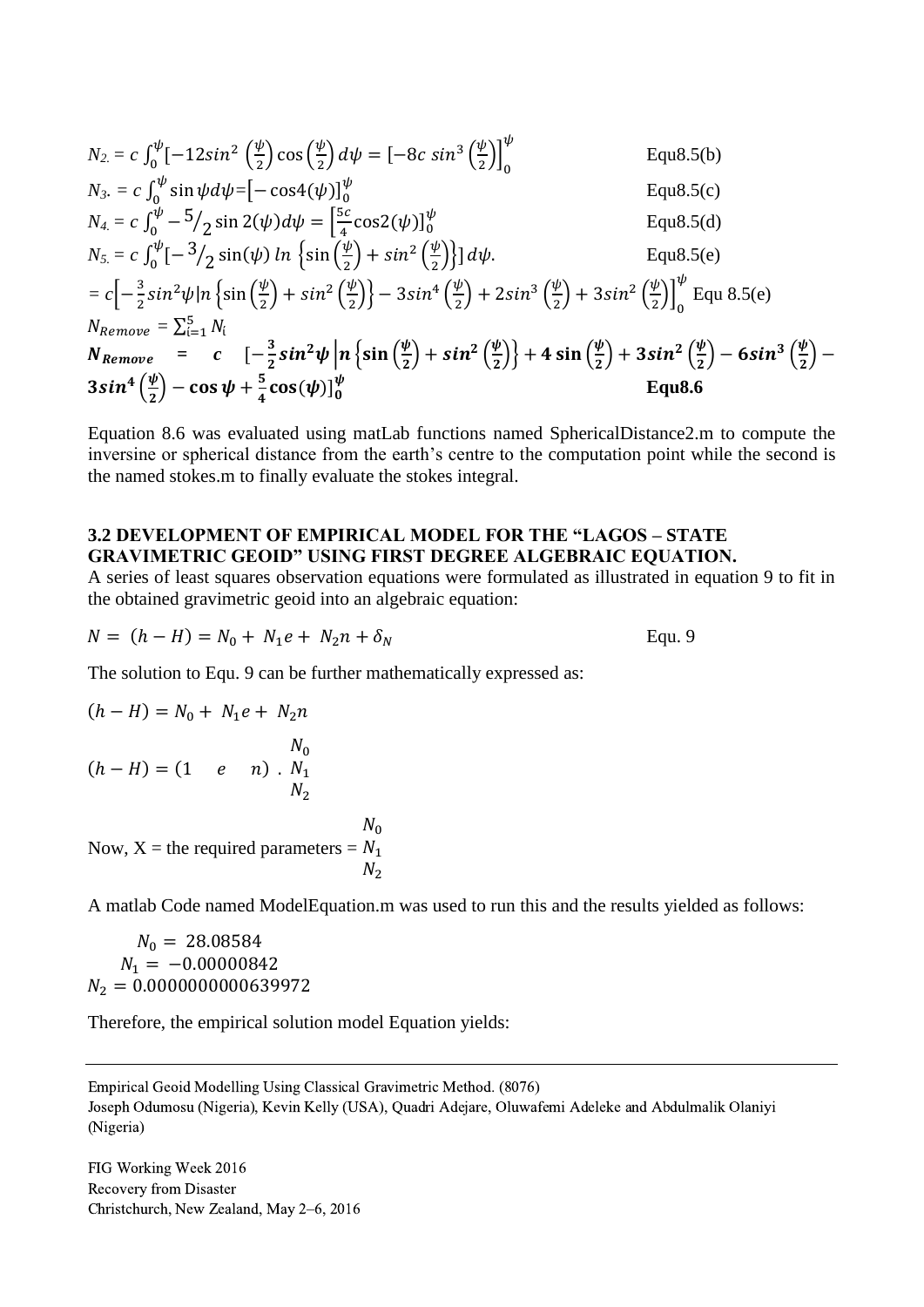$$N_{2.} = c\int_0^{\psi}[-12sin^2\left(\frac{\psi}{2}\right)\cos\left(\frac{\psi}{2}\right)d\psi = \left[-8c\ sin^3\left(\frac{\psi}{2}\right)\right]_0^{\psi} \quad \text{Equ8.5(b)}$$

$$N_{3.} = c\int_0^{\psi}\sin\psi d\psi = \left[-\cos 4(\psi)\right]_0^{\psi} \quad \text{Equ8.5(c)}$$

$$N_{4.} = c\int_0^{\psi} -{}^{5}\!/_{2}\sin 2(\psi)d\psi = \left[\frac{5c}{4}\cos 2(\psi)\right]_0^{\psi} \quad \text{Equ8.5(d)}$$

$$N_{5.} = c\int_0^{\psi}[-{}^{3}\!/_{2}\sin(\psi)\ ln\left\{\sin\left(\frac{\psi}{2}\right)+sin^2\left(\frac{\psi}{2}\right)\right\}]\,d\psi. \quad \text{Equ8.5(e)}$$

$$= c\left[-\frac{3}{2}sin^2\psi|n\left\{\sin\left(\frac{\psi}{2}\right)+sin^2\left(\frac{\psi}{2}\right)\right\}-3sin^4\left(\frac{\psi}{2}\right)+2sin^3\left(\frac{\psi}{2}\right)+3sin^2\left(\frac{\psi}{2}\right)\right]_0^{\psi} \quad \text{Equ 8.5(e)}$$

$$N_{Remove} = \sum_{i=1}^{5} N_i$$

$$\boldsymbol{N_{Remove} = c\quad [-\frac{3}{2}sin^2\psi\left|n\left\{\sin\left(\frac{\psi}{2}\right)+sin^2\left(\frac{\psi}{2}\right)\right\}+4\sin\left(\frac{\psi}{2}\right)+3sin^2\left(\frac{\psi}{2}\right)-6sin^3\left(\frac{\psi}{2}\right)-3sin^4\left(\frac{\psi}{2}\right)-\cos\psi+\frac{5}{4}\cos(\psi)\right]_0^{\psi}} \quad \textbf{Equ8.6}$$

Equation 8.6 was evaluated using matLab functions named SphericalDistance2.m to compute the inversine or spherical distance from the earth's centre to the computation point while the second is the named stokes.m to finally evaluate the stokes integral.

### 3.2 DEVELOPMENT OF EMPIRICAL MODEL FOR THE "LAGOS – STATE GRAVIMETRIC GEOID" USING FIRST DEGREE ALGEBRAIC EQUATION.

A series of least squares observation equations were formulated as illustrated in equation 9 to fit in the obtained gravimetric geoid into an algebraic equation:

$$N = (h - H) = N_0 + N_1 e + N_2 n + \delta_N \quad \text{Equ. 9}$$

The solution to Equ. 9 can be further mathematically expressed as:

$$(h - H) = N_0 + N_1 e + N_2 n$$

$$(h - H) = \begin{pmatrix} 1 & e & n \end{pmatrix} \cdot \begin{matrix} N_0 \\ N_1 \\ N_2 \end{matrix}$$

Now, X = the required parameters = $\begin{matrix} N_0 \\ N_1 \\ N_2 \end{matrix}$

A matlab Code named ModelEquation.m was used to run this and the results yielded as follows:

$$N_0 = 28.08584$$
$$N_1 = -0.00000842$$
$$N_2 = 0.0000000000639972$$

Therefore, the empirical solution model Equation yields: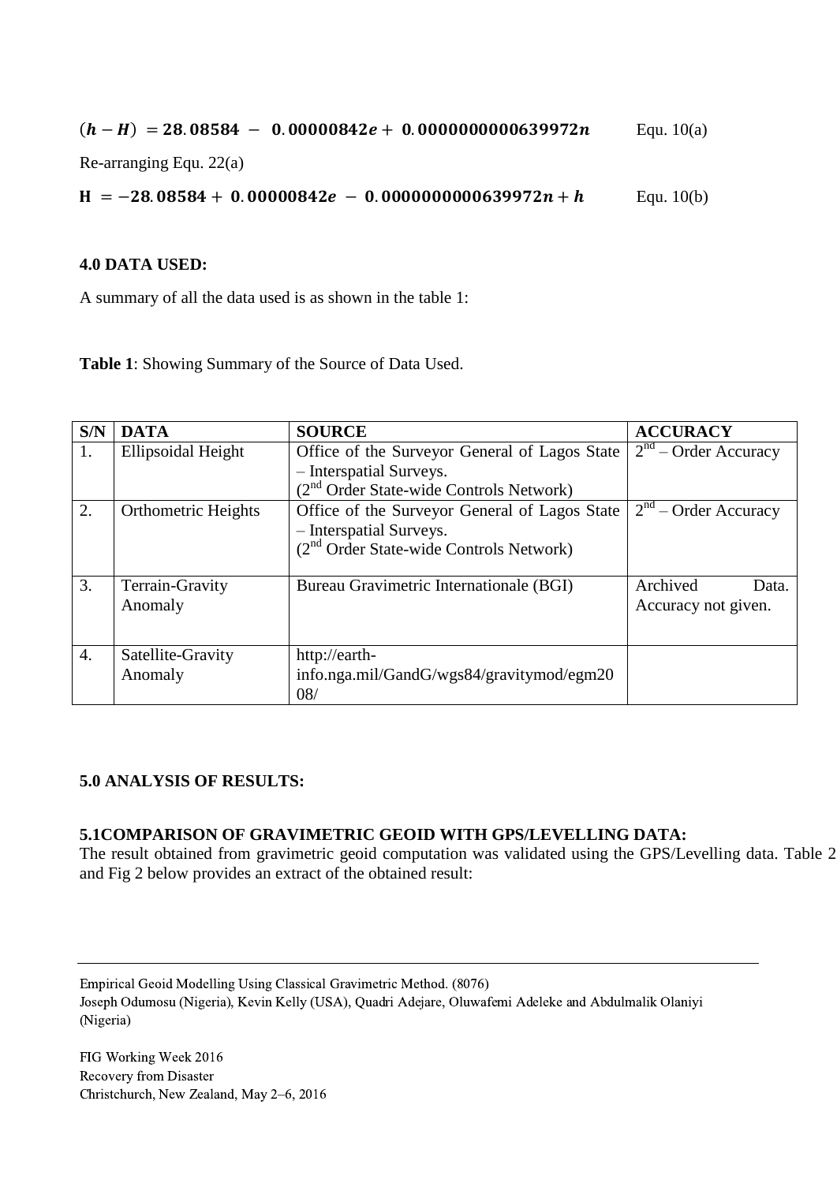$$(\boldsymbol{h} - \boldsymbol{H}) = \mathbf{28.08584} - \mathbf{0.00000842}\boldsymbol{e} + \mathbf{0.0000000000639972}\boldsymbol{n} \qquad \text{Equ. 10(a)}$$

Re-arranging Equ. 22(a)

$$\mathbf{H} = -\mathbf{28.08584} + \mathbf{0.00000842}\boldsymbol{e} - \mathbf{0.0000000000639972}\boldsymbol{n} + \boldsymbol{h} \qquad \text{Equ. 10(b)}$$

## 4.0 DATA USED:

A summary of all the data used is as shown in the table 1:

**Table 1**: Showing Summary of the Source of Data Used.

| S/N | DATA | SOURCE | ACCURACY |
|---|---|---|---|
| 1. | Ellipsoidal Height | Office of the Surveyor General of Lagos State – Interspatial Surveys. (2nd Order State-wide Controls Network) | 2nd – Order Accuracy |
| 2. | Orthometric Heights | Office of the Surveyor General of Lagos State – Interspatial Surveys. (2nd Order State-wide Controls Network) | 2nd – Order Accuracy |
| 3. | Terrain-Gravity Anomaly | Bureau Gravimetric Internationale (BGI) | Archived Data. Accuracy not given. |
| 4. | Satellite-Gravity Anomaly | http://earth-info.nga.mil/GandG/wgs84/gravitymod/egm2008/ | |

## 5.0 ANALYSIS OF RESULTS:

### 5.1COMPARISON OF GRAVIMETRIC GEOID WITH GPS/LEVELLING DATA:

The result obtained from gravimetric geoid computation was validated using the GPS/Levelling data. Table 2 and Fig 2 below provides an extract of the obtained result: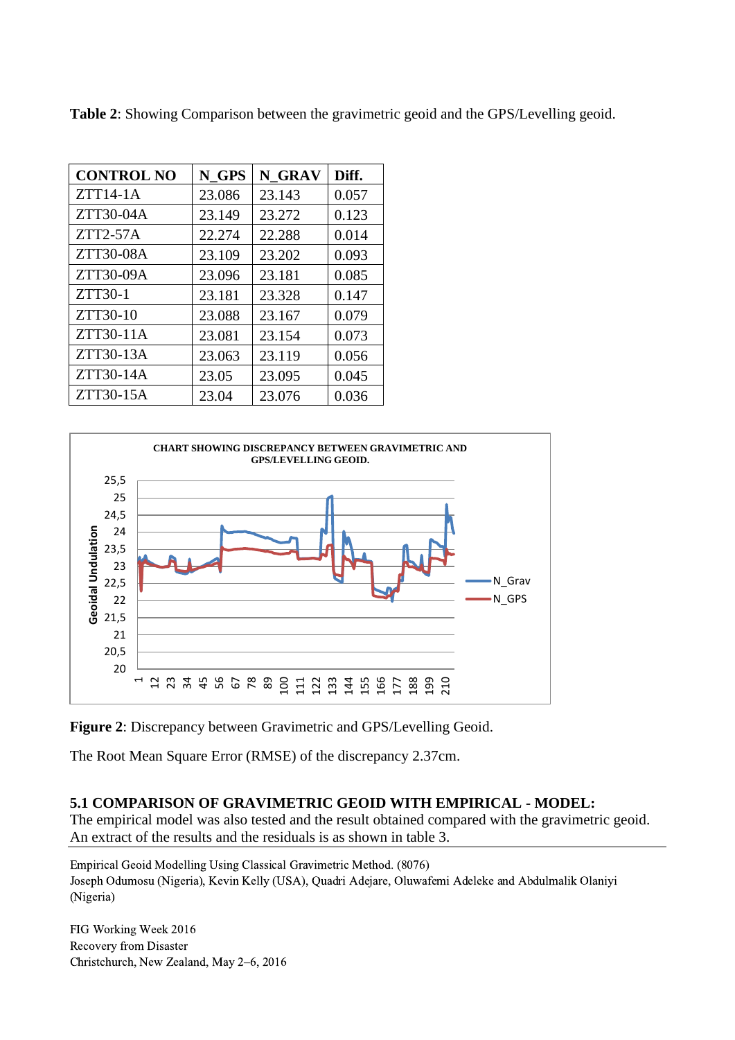**Table 2**: Showing Comparison between the gravimetric geoid and the GPS/Levelling geoid.

| CONTROL NO | N_GPS | N_GRAV | Diff. |
|---|---|---|---|
| ZTT14-1A | 23.086 | 23.143 | 0.057 |
| ZTT30-04A | 23.149 | 23.272 | 0.123 |
| ZTT2-57A | 22.274 | 22.288 | 0.014 |
| ZTT30-08A | 23.109 | 23.202 | 0.093 |
| ZTT30-09A | 23.096 | 23.181 | 0.085 |
| ZTT30-1 | 23.181 | 23.328 | 0.147 |
| ZTT30-10 | 23.088 | 23.167 | 0.079 |
| ZTT30-11A | 23.081 | 23.154 | 0.073 |
| ZTT30-13A | 23.063 | 23.119 | 0.056 |
| ZTT30-14A | 23.05 | 23.095 | 0.045 |
| ZTT30-15A | 23.04 | 23.076 | 0.036 |

**Figure 2**: Discrepancy between Gravimetric and GPS/Levelling Geoid.

The Root Mean Square Error (RMSE) of the discrepancy 2.37cm.

### 5.1 COMPARISON OF GRAVIMETRIC GEOID WITH EMPIRICAL - MODEL:

The empirical model was also tested and the result obtained compared with the gravimetric geoid. An extract of the results and the residuals is as shown in table 3.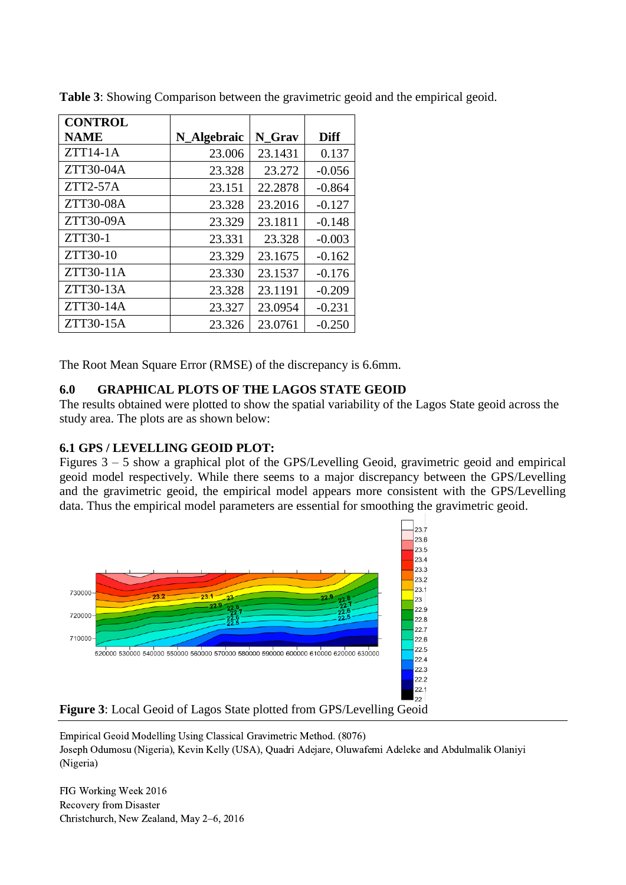**Table 3**: Showing Comparison between the gravimetric geoid and the empirical geoid.

| CONTROL NAME | N_Algebraic | N_Grav | Diff |
|---|---|---|---|
| ZTT14-1A | 23.006 | 23.1431 | 0.137 |
| ZTT30-04A | 23.328 | 23.272 | -0.056 |
| ZTT2-57A | 23.151 | 22.2878 | -0.864 |
| ZTT30-08A | 23.328 | 23.2016 | -0.127 |
| ZTT30-09A | 23.329 | 23.1811 | -0.148 |
| ZTT30-1 | 23.331 | 23.328 | -0.003 |
| ZTT30-10 | 23.329 | 23.1675 | -0.162 |
| ZTT30-11A | 23.330 | 23.1537 | -0.176 |
| ZTT30-13A | 23.328 | 23.1191 | -0.209 |
| ZTT30-14A | 23.327 | 23.0954 | -0.231 |
| ZTT30-15A | 23.326 | 23.0761 | -0.250 |

The Root Mean Square Error (RMSE) of the discrepancy is 6.6mm.

## 6.0 GRAPHICAL PLOTS OF THE LAGOS STATE GEOID

The results obtained were plotted to show the spatial variability of the Lagos State geoid across the study area. The plots are as shown below:

### 6.1 GPS / LEVELLING GEOID PLOT:

Figures 3 – 5 show a graphical plot of the GPS/Levelling Geoid, gravimetric geoid and empirical geoid model respectively. While there seems to a major discrepancy between the GPS/Levelling and the gravimetric geoid, the empirical model appears more consistent with the GPS/Levelling data. Thus the empirical model parameters are essential for smoothing the gravimetric geoid.

**Figure 3**: Local Geoid of Lagos State plotted from GPS/Levelling Geoid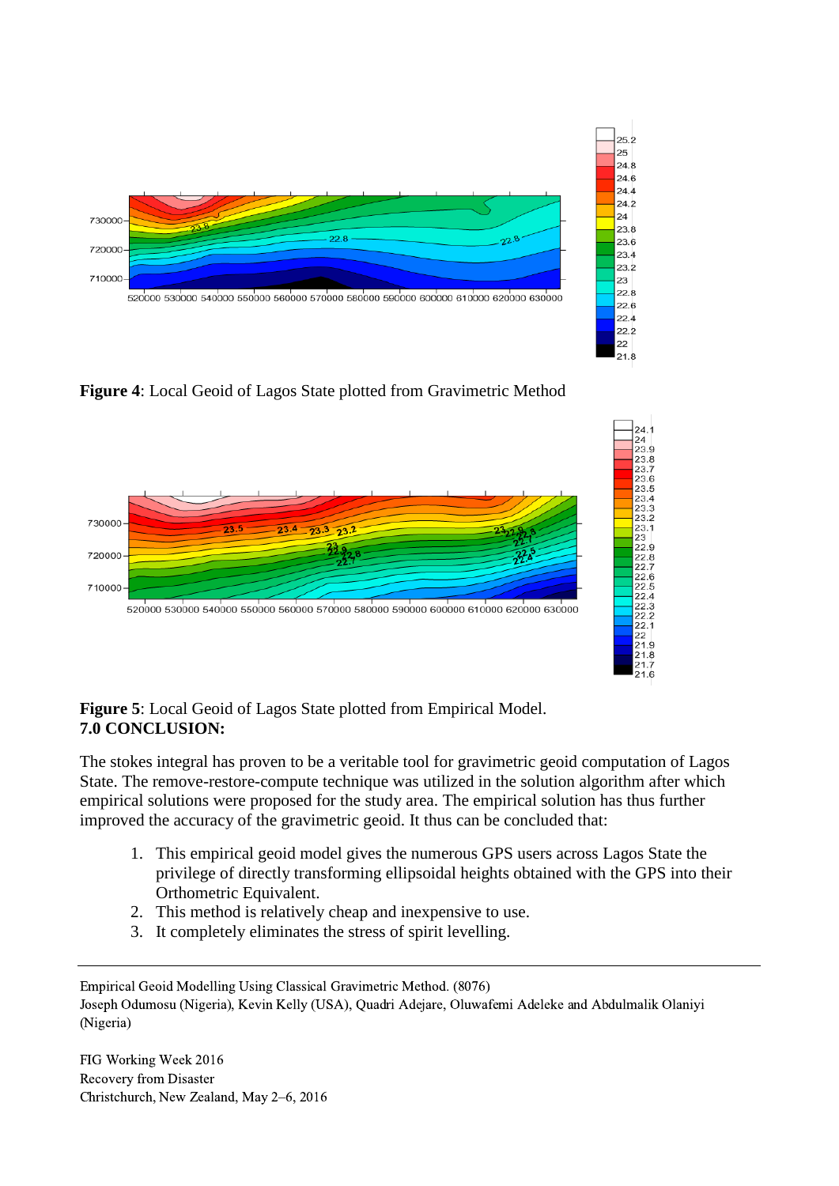**Figure 4**: Local Geoid of Lagos State plotted from Gravimetric Method

**Figure 5**: Local Geoid of Lagos State plotted from Empirical Model.

## 7.0 CONCLUSION:

The stokes integral has proven to be a veritable tool for gravimetric geoid computation of Lagos State. The remove-restore-compute technique was utilized in the solution algorithm after which empirical solutions were proposed for the study area. The empirical solution has thus further improved the accuracy of the gravimetric geoid. It thus can be concluded that:

1. This empirical geoid model gives the numerous GPS users across Lagos State the privilege of directly transforming ellipsoidal heights obtained with the GPS into their Orthometric Equivalent.
2. This method is relatively cheap and inexpensive to use.
3. It completely eliminates the stress of spirit levelling.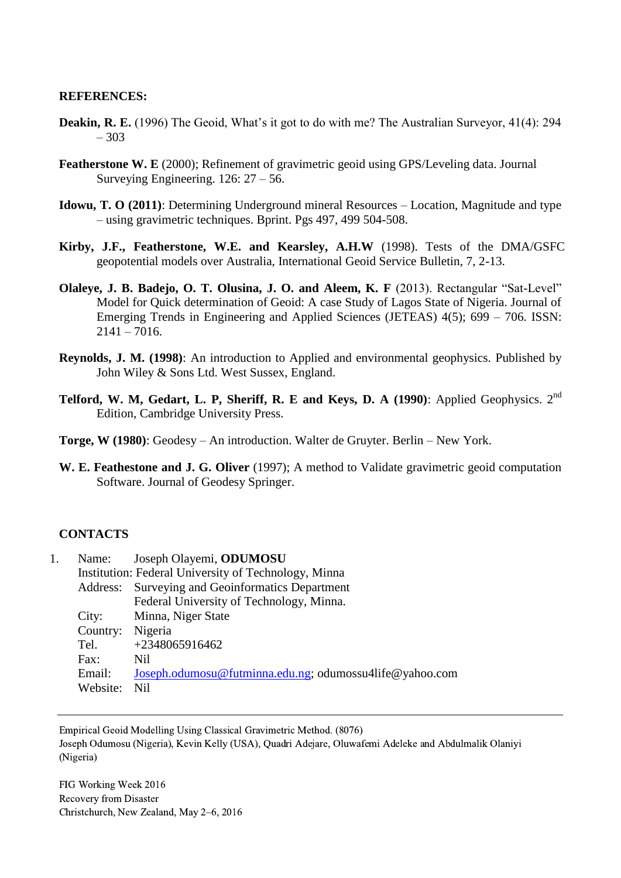**REFERENCES:**

**Deakin, R. E.** (1996) The Geoid, What's it got to do with me? The Australian Surveyor, 41(4): 294 – 303

**Featherstone W. E** (2000); Refinement of gravimetric geoid using GPS/Leveling data. Journal Surveying Engineering. 126: 27 – 56.

**Idowu, T. O (2011)**: Determining Underground mineral Resources – Location, Magnitude and type – using gravimetric techniques. Bprint. Pgs 497, 499 504-508.

**Kirby, J.F., Featherstone, W.E. and Kearsley, A.H.W** (1998). Tests of the DMA/GSFC geopotential models over Australia, International Geoid Service Bulletin, 7, 2-13.

**Olaleye, J. B. Badejo, O. T. Olusina, J. O. and Aleem, K. F** (2013). Rectangular "Sat-Level" Model for Quick determination of Geoid: A case Study of Lagos State of Nigeria. Journal of Emerging Trends in Engineering and Applied Sciences (JETEAS) 4(5); 699 – 706. ISSN: 2141 – 7016.

**Reynolds, J. M. (1998)**: An introduction to Applied and environmental geophysics. Published by John Wiley & Sons Ltd. West Sussex, England.

**Telford, W. M, Gedart, L. P, Sheriff, R. E and Keys, D. A (1990)**: Applied Geophysics. 2nd Edition, Cambridge University Press.

**Torge, W (1980)**: Geodesy – An introduction. Walter de Gruyter. Berlin – New York.

**W. E. Feathestone and J. G. Oliver** (1997); A method to Validate gravimetric geoid computation Software. Journal of Geodesy Springer.

**CONTACTS**

1. Name: Joseph Olayemi, **ODUMOSU**
   Institution: Federal University of Technology, Minna
   Address: Surveying and Geoinformatics Department
   Federal University of Technology, Minna.
   City: Minna, Niger State
   Country: Nigeria
   Tel. +2348065916462
   Fax: Nil
   Email: Joseph.odumosu@futminna.edu.ng; odumossu4life@yahoo.com
   Website: Nil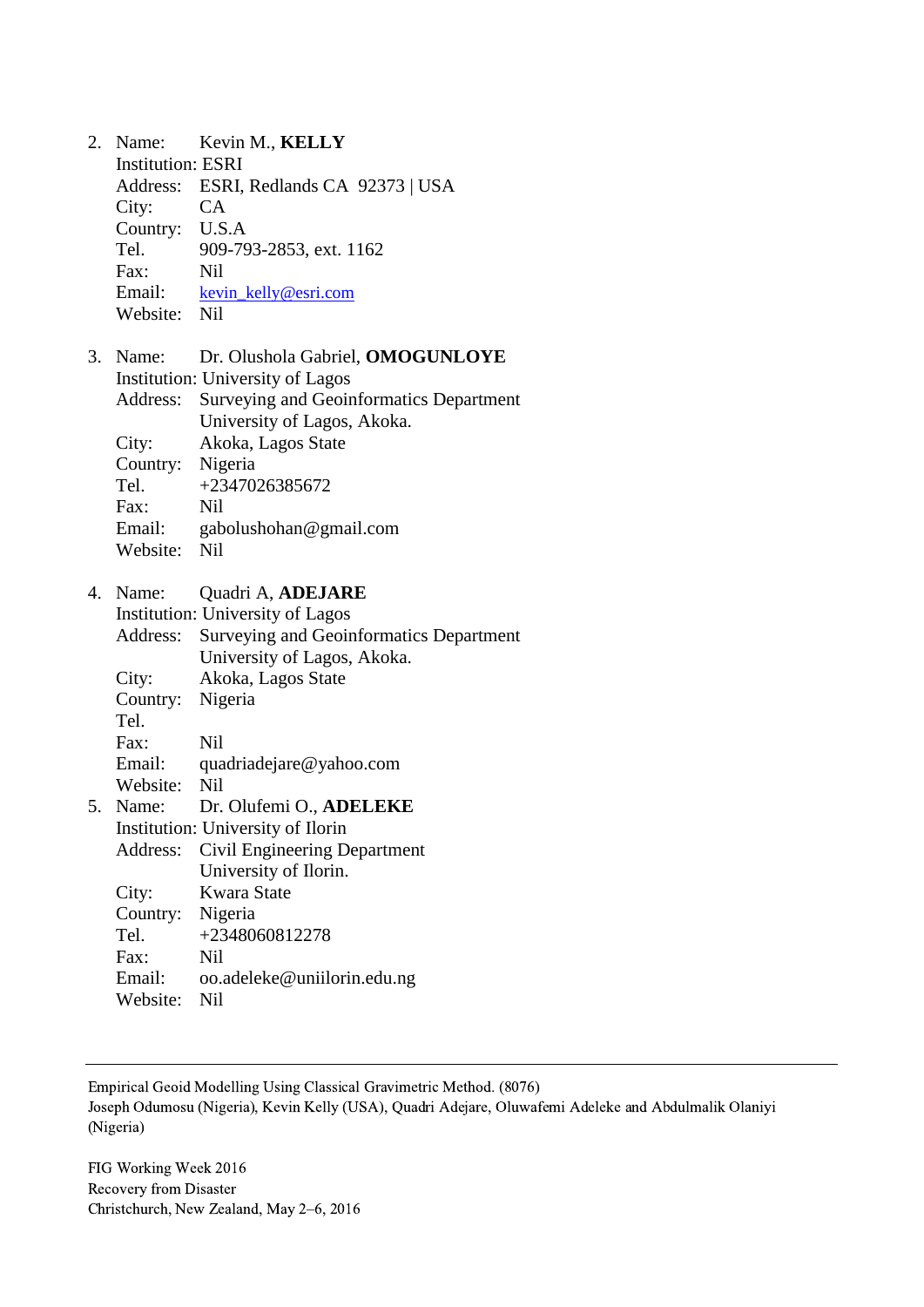2. Name: Kevin M., **KELLY**
   Institution: ESRI
   Address: ESRI, Redlands CA 92373 | USA
   City: CA
   Country: U.S.A
   Tel. 909-793-2853, ext. 1162
   Fax: Nil
   Email: kevin_kelly@esri.com
   Website: Nil

3. Name: Dr. Olushola Gabriel, **OMOGUNLOYE**
   Institution: University of Lagos
   Address: Surveying and Geoinformatics Department
   University of Lagos, Akoka.
   City: Akoka, Lagos State
   Country: Nigeria
   Tel. +2347026385672
   Fax: Nil
   Email: gabolushohan@gmail.com
   Website: Nil

4. Name: Quadri A, **ADEJARE**
   Institution: University of Lagos
   Address: Surveying and Geoinformatics Department
   University of Lagos, Akoka.
   City: Akoka, Lagos State
   Country: Nigeria
   Tel.
   Fax: Nil
   Email: quadriadejare@yahoo.com
   Website: Nil

5. Name: Dr. Olufemi O., **ADELEKE**
   Institution: University of Ilorin
   Address: Civil Engineering Department
   University of Ilorin.
   City: Kwara State
   Country: Nigeria
   Tel. +2348060812278
   Fax: Nil
   Email: oo.adeleke@uniilorin.edu.ng
   Website: Nil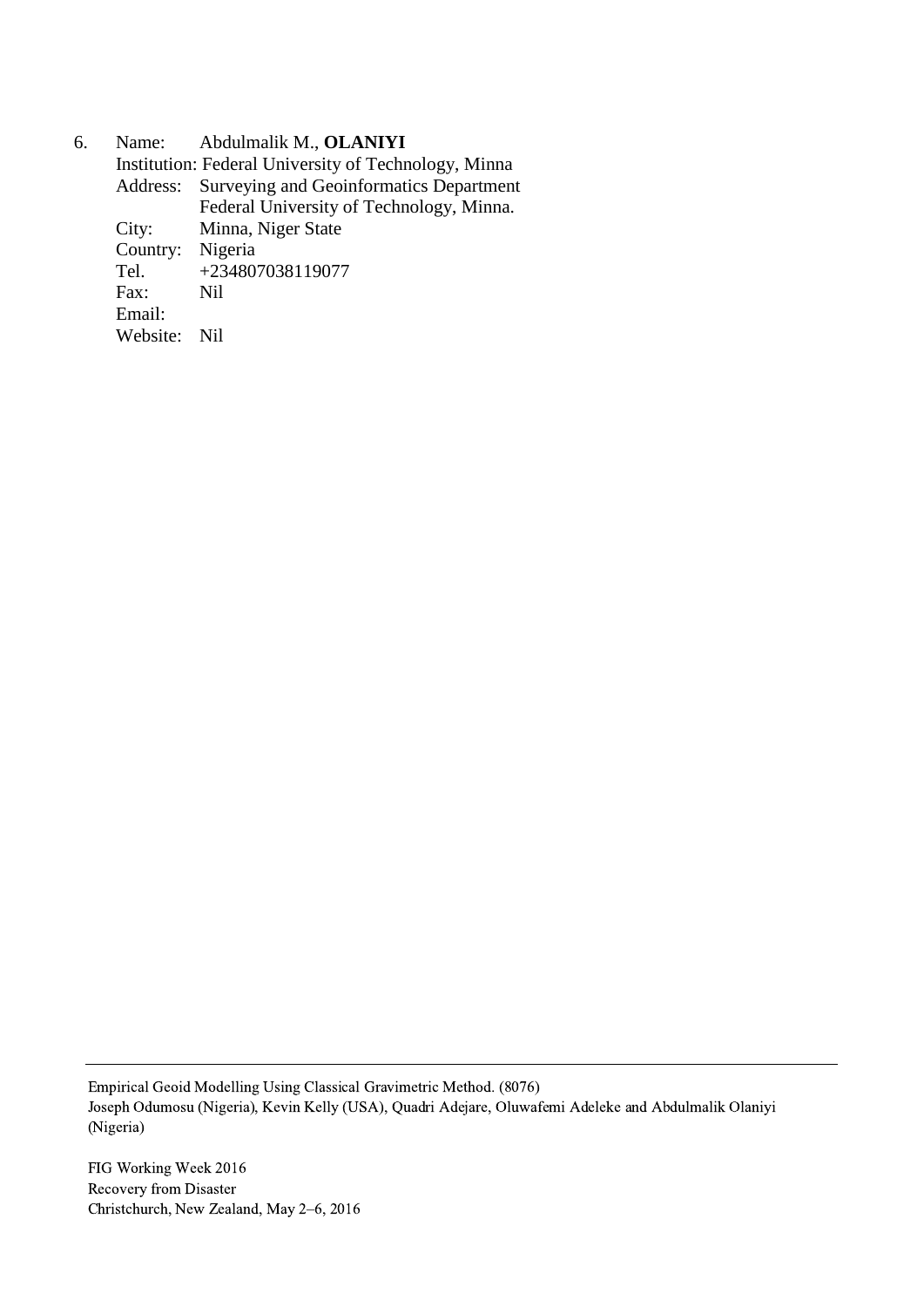6. Name: Abdulmalik M., **OLANIYI**
   Institution: Federal University of Technology, Minna
   Address: Surveying and Geoinformatics Department
   Federal University of Technology, Minna.
   City: Minna, Niger State
   Country: Nigeria
   Tel. +234807038119077
   Fax: Nil
   Email:
   Website: Nil